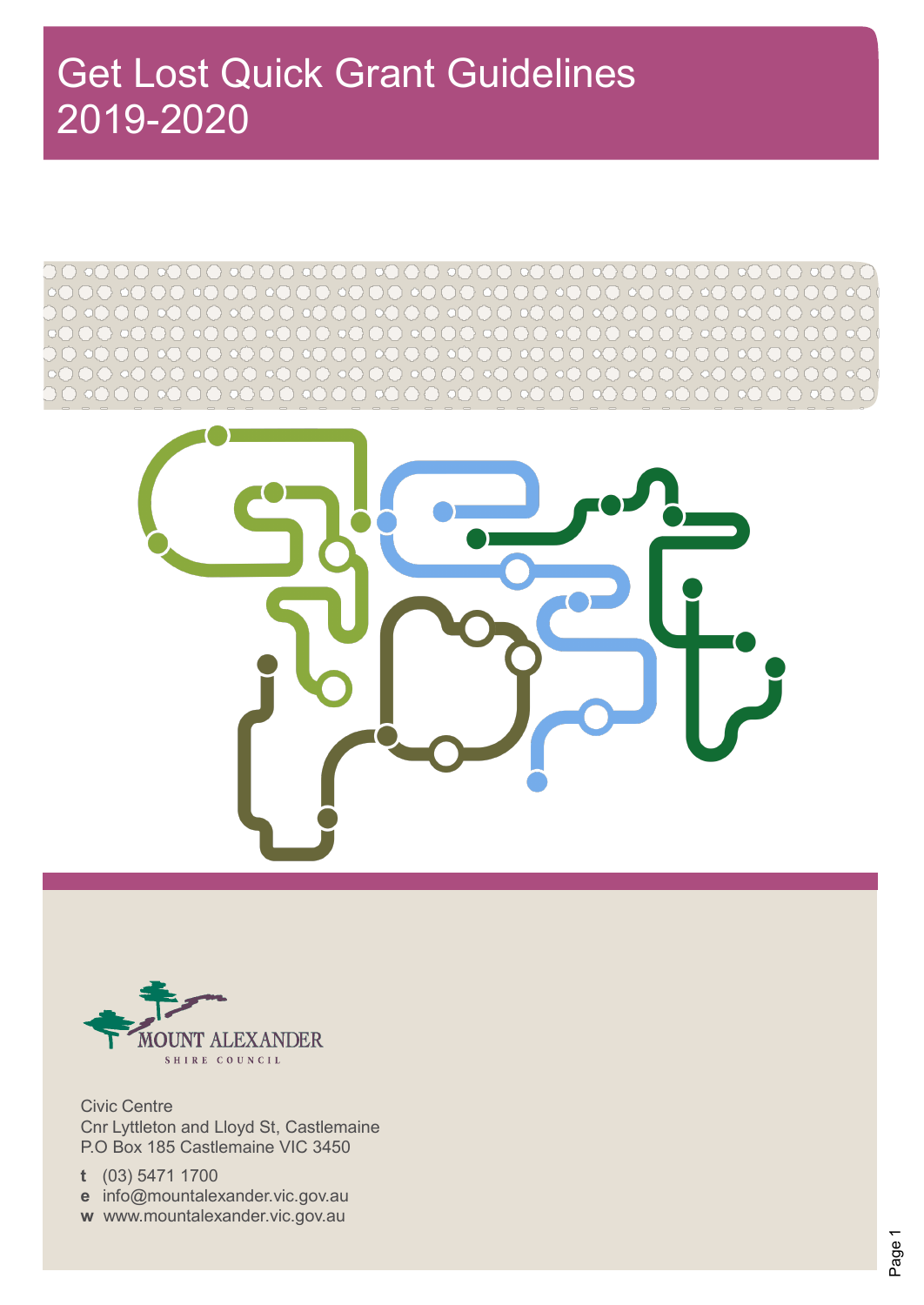# Get Lost Quick Grant Guidelines 2019-2020

MOUNT ALEXANDER
SHIRE COUNCIL

Civic Centre
Cnr Lyttleton and Lloyd St, Castlemaine
P.O Box 185 Castlemaine VIC 3450

**t** (03) 5471 1700
**e** info@mountalexander.vic.gov.au
**w** www.mountalexander.vic.gov.au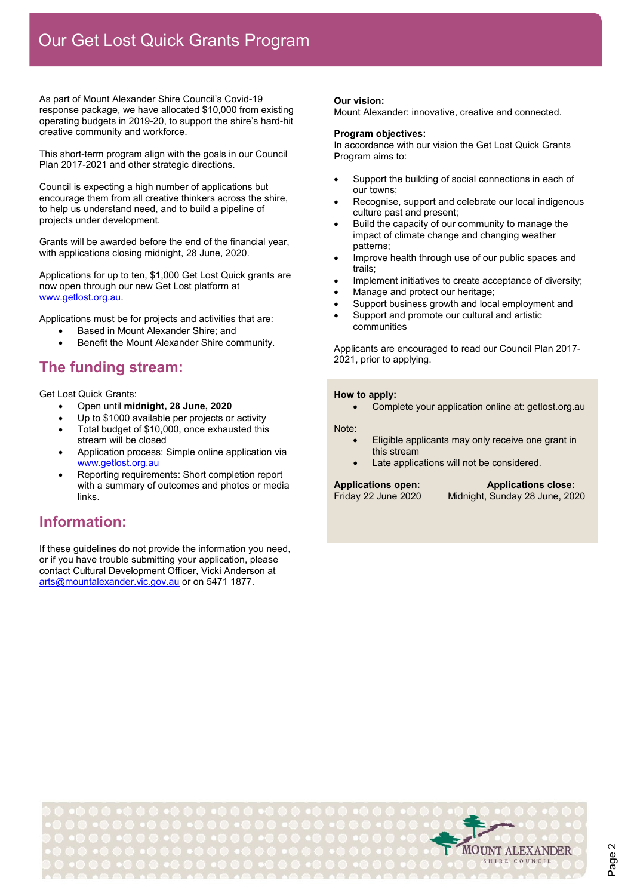# Our Get Lost Quick Grants Program

As part of Mount Alexander Shire Council's Covid-19 response package, we have allocated $10,000 from existing operating budgets in 2019-20, to support the shire's hard-hit creative community and workforce.

This short-term program align with the goals in our Council Plan 2017-2021 and other strategic directions.

Council is expecting a high number of applications but encourage them from all creative thinkers across the shire, to help us understand need, and to build a pipeline of projects under development.

Grants will be awarded before the end of the financial year, with applications closing midnight, 28 June, 2020.

Applications for up to ten, $1,000 Get Lost Quick grants are now open through our new Get Lost platform at www.getlost.org.au.

Applications must be for projects and activities that are:

- Based in Mount Alexander Shire; and
- Benefit the Mount Alexander Shire community.

## The funding stream:

Get Lost Quick Grants:

- Open until **midnight, 28 June, 2020**
- Up to $1000 available per projects or activity
- Total budget of $10,000, once exhausted this stream will be closed
- Application process: Simple online application via www.getlost.org.au
- Reporting requirements: Short completion report with a summary of outcomes and photos or media links.

## Information:

If these guidelines do not provide the information you need, or if you have trouble submitting your application, please contact Cultural Development Officer, Vicki Anderson at arts@mountalexander.vic.gov.au or on 5471 1877.

**Our vision:**
Mount Alexander: innovative, creative and connected.

**Program objectives:**
In accordance with our vision the Get Lost Quick Grants Program aims to:

- Support the building of social connections in each of our towns;
- Recognise, support and celebrate our local indigenous culture past and present;
- Build the capacity of our community to manage the impact of climate change and changing weather patterns;
- Improve health through use of our public spaces and trails;
- Implement initiatives to create acceptance of diversity;
- Manage and protect our heritage;
- Support business growth and local employment and
- Support and promote our cultural and artistic communities

Applicants are encouraged to read our Council Plan 2017-2021, prior to applying.

**How to apply:**

- Complete your application online at: getlost.org.au

Note:

- Eligible applicants may only receive one grant in this stream
- Late applications will not be considered.

**Applications open:**
Friday 22 June 2020

**Applications close:**
Midnight, Sunday 28 June, 2020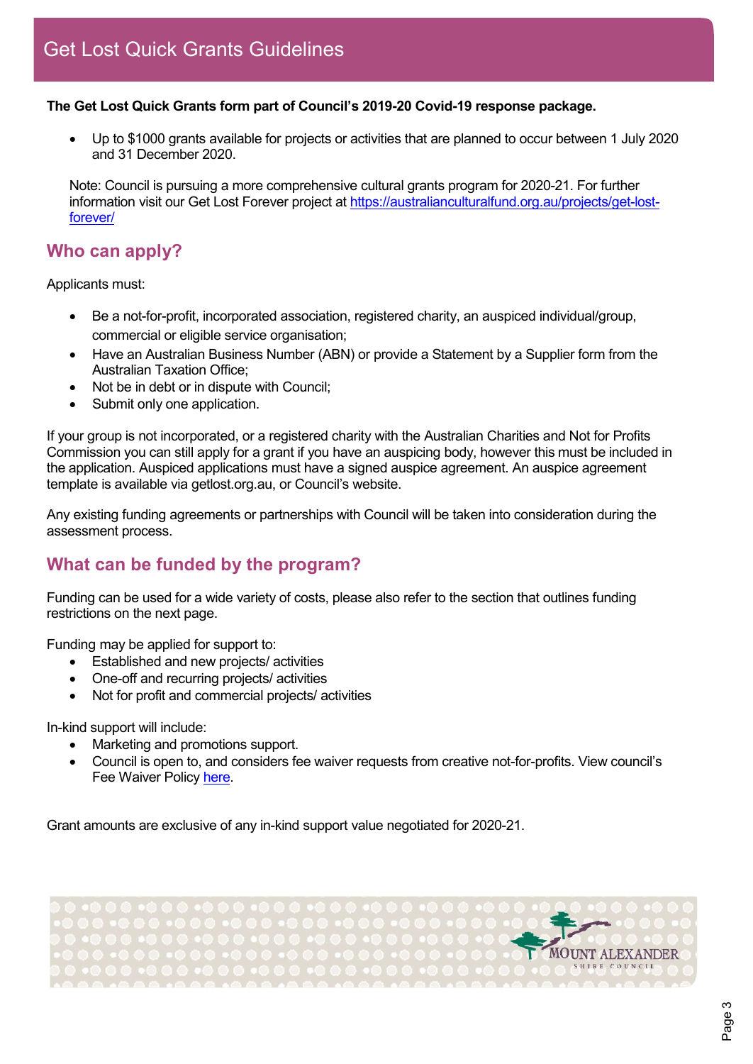# Get Lost Quick Grants Guidelines

**The Get Lost Quick Grants form part of Council's 2019-20 Covid-19 response package.**

- Up to $1000 grants available for projects or activities that are planned to occur between 1 July 2020 and 31 December 2020.

Note: Council is pursuing a more comprehensive cultural grants program for 2020-21. For further information visit our Get Lost Forever project at https://australianculturalfund.org.au/projects/get-lost-forever/

## Who can apply?

Applicants must:

- Be a not-for-profit, incorporated association, registered charity, an auspiced individual/group, commercial or eligible service organisation;
- Have an Australian Business Number (ABN) or provide a Statement by a Supplier form from the Australian Taxation Office;
- Not be in debt or in dispute with Council;
- Submit only one application.

If your group is not incorporated, or a registered charity with the Australian Charities and Not for Profits Commission you can still apply for a grant if you have an auspicing body, however this must be included in the application. Auspiced applications must have a signed auspice agreement. An auspice agreement template is available via getlost.org.au, or Council's website.

Any existing funding agreements or partnerships with Council will be taken into consideration during the assessment process.

## What can be funded by the program?

Funding can be used for a wide variety of costs, please also refer to the section that outlines funding restrictions on the next page.

Funding may be applied for support to:

- Established and new projects/ activities
- One-off and recurring projects/ activities
- Not for profit and commercial projects/ activities

In-kind support will include:

- Marketing and promotions support.
- Council is open to, and considers fee waiver requests from creative not-for-profits. View council's Fee Waiver Policy here.

Grant amounts are exclusive of any in-kind support value negotiated for 2020-21.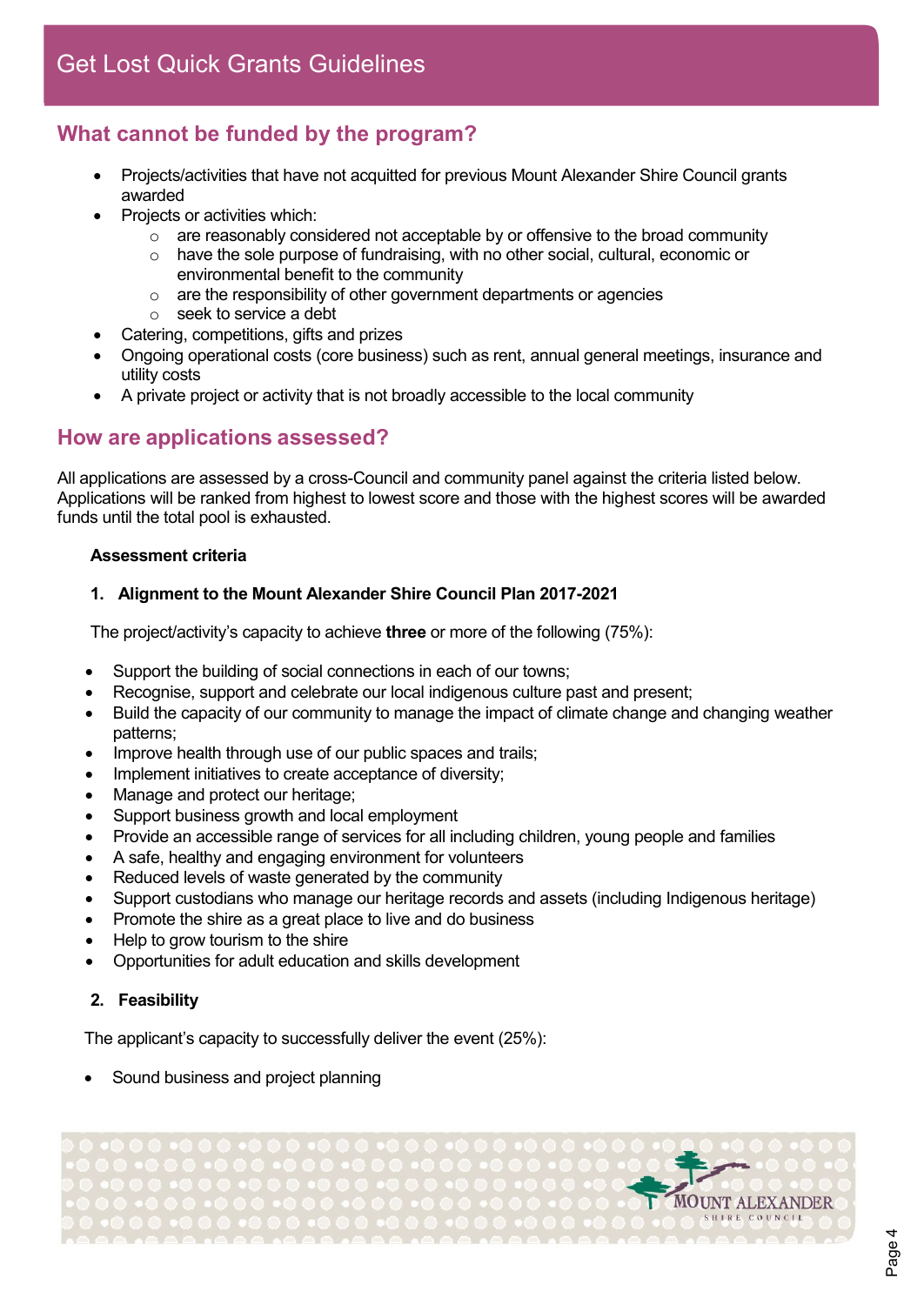## What cannot be funded by the program?

- Projects/activities that have not acquitted for previous Mount Alexander Shire Council grants awarded
- Projects or activities which:
  - are reasonably considered not acceptable by or offensive to the broad community
  - have the sole purpose of fundraising, with no other social, cultural, economic or environmental benefit to the community
  - are the responsibility of other government departments or agencies
  - seek to service a debt
- Catering, competitions, gifts and prizes
- Ongoing operational costs (core business) such as rent, annual general meetings, insurance and utility costs
- A private project or activity that is not broadly accessible to the local community

## How are applications assessed?

All applications are assessed by a cross-Council and community panel against the criteria listed below. Applications will be ranked from highest to lowest score and those with the highest scores will be awarded funds until the total pool is exhausted.

**Assessment criteria**

**1. Alignment to the Mount Alexander Shire Council Plan 2017-2021**

The project/activity's capacity to achieve **three** or more of the following (75%):

- Support the building of social connections in each of our towns;
- Recognise, support and celebrate our local indigenous culture past and present;
- Build the capacity of our community to manage the impact of climate change and changing weather patterns;
- Improve health through use of our public spaces and trails;
- Implement initiatives to create acceptance of diversity;
- Manage and protect our heritage;
- Support business growth and local employment
- Provide an accessible range of services for all including children, young people and families
- A safe, healthy and engaging environment for volunteers
- Reduced levels of waste generated by the community
- Support custodians who manage our heritage records and assets (including Indigenous heritage)
- Promote the shire as a great place to live and do business
- Help to grow tourism to the shire
- Opportunities for adult education and skills development

**2. Feasibility**

The applicant's capacity to successfully deliver the event (25%):

- Sound business and project planning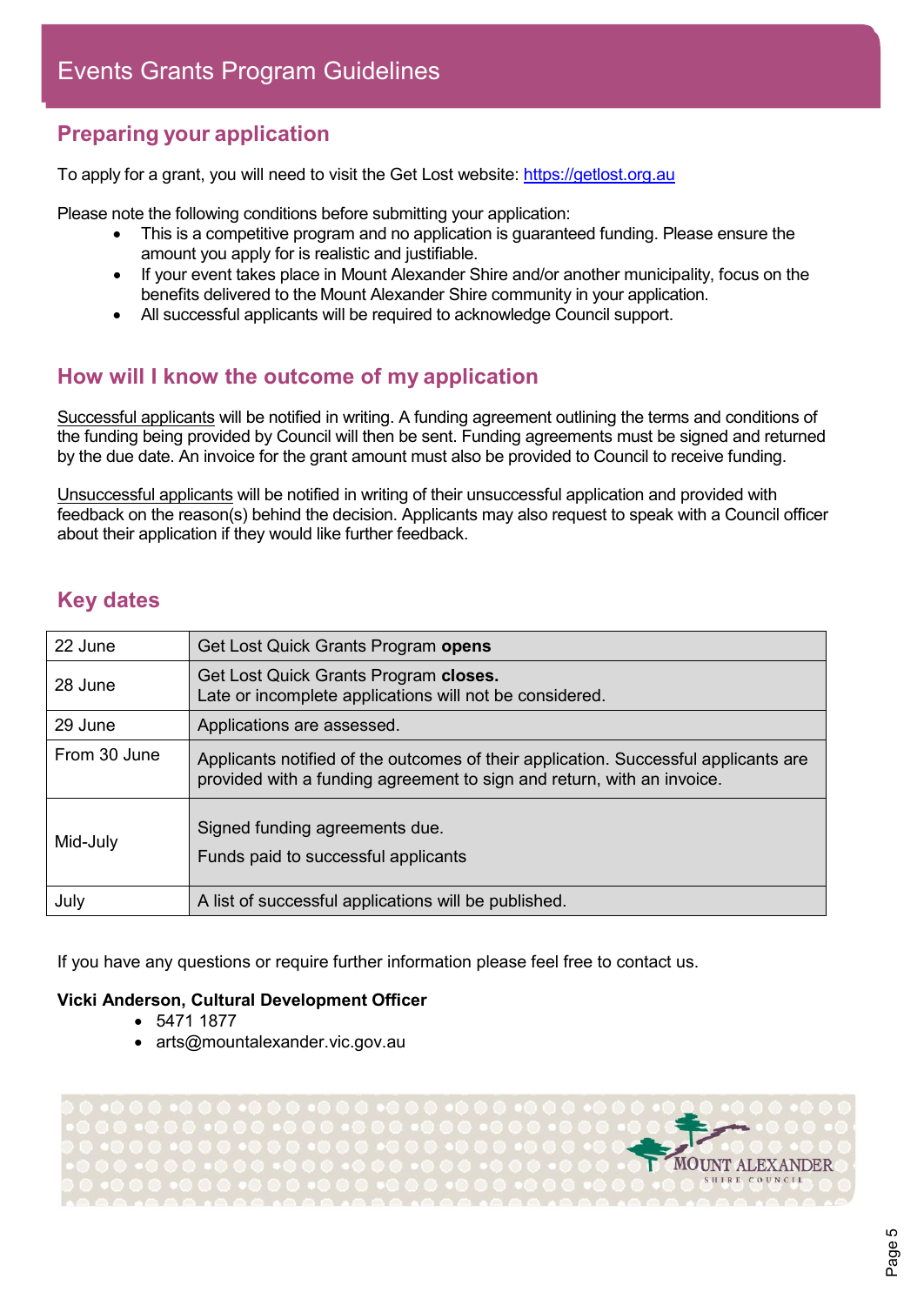# Events Grants Program Guidelines

## Preparing your application

To apply for a grant, you will need to visit the Get Lost website: [https://getlost.org.au](https://getlost.org.au)

Please note the following conditions before submitting your application:

- This is a competitive program and no application is guaranteed funding. Please ensure the amount you apply for is realistic and justifiable.
- If your event takes place in Mount Alexander Shire and/or another municipality, focus on the benefits delivered to the Mount Alexander Shire community in your application.
- All successful applicants will be required to acknowledge Council support.

## How will I know the outcome of my application

Successful applicants will be notified in writing. A funding agreement outlining the terms and conditions of the funding being provided by Council will then be sent. Funding agreements must be signed and returned by the due date. An invoice for the grant amount must also be provided to Council to receive funding.

Unsuccessful applicants will be notified in writing of their unsuccessful application and provided with feedback on the reason(s) behind the decision. Applicants may also request to speak with a Council officer about their application if they would like further feedback.

## Key dates

| | |
|---|---|
| 22 June | Get Lost Quick Grants Program **opens** |
| 28 June | Get Lost Quick Grants Program **closes.** Late or incomplete applications will not be considered. |
| 29 June | Applications are assessed. |
| From 30 June | Applicants notified of the outcomes of their application. Successful applicants are provided with a funding agreement to sign and return, with an invoice. |
| Mid-July | Signed funding agreements due. Funds paid to successful applicants |
| July | A list of successful applications will be published. |

If you have any questions or require further information please feel free to contact us.

**Vicki Anderson, Cultural Development Officer**

- 5471 1877
- arts@mountalexander.vic.gov.au

MOUNT ALEXANDER SHIRE COUNCIL